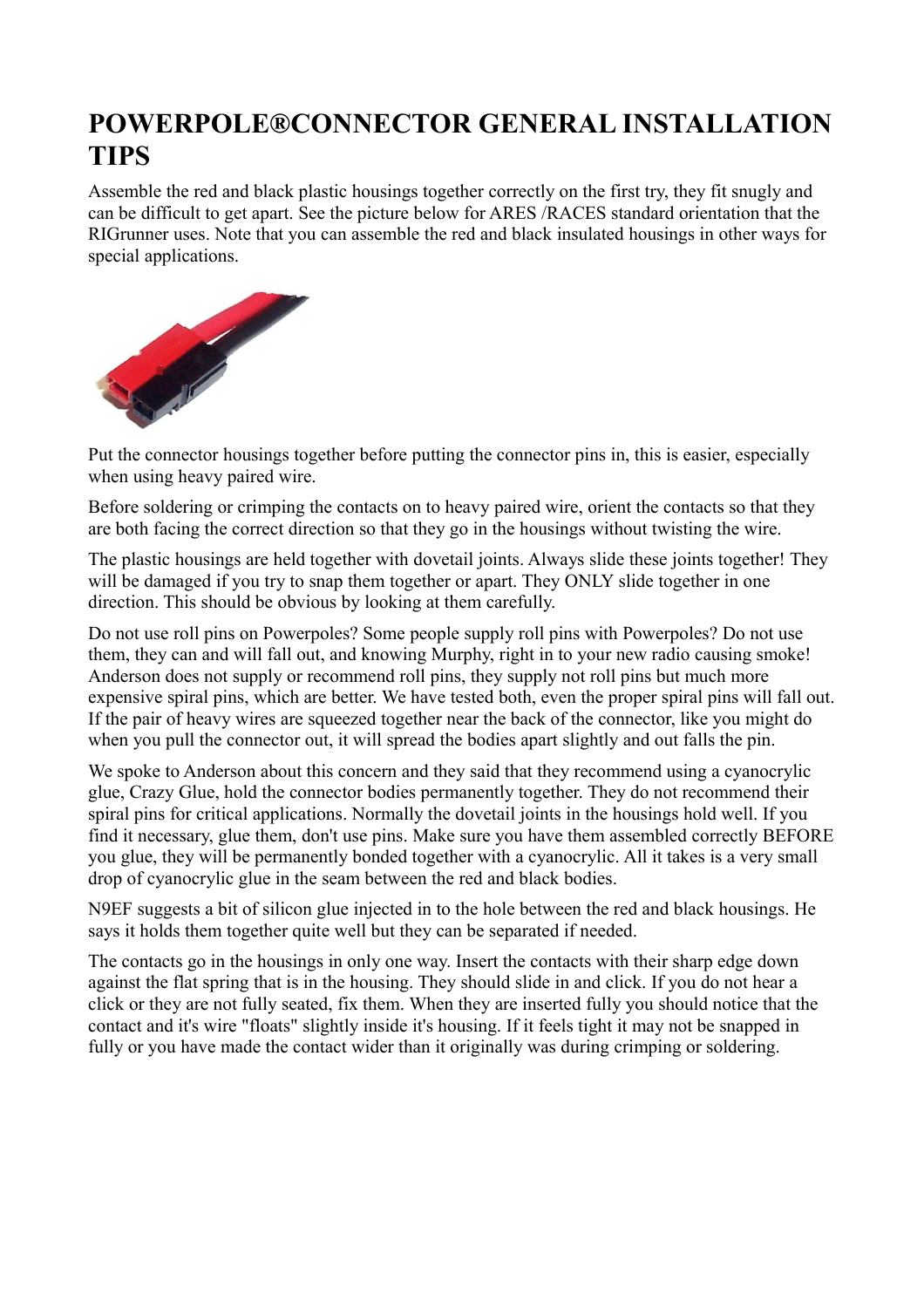# POWERPOLE®CONNECTOR GENERAL INSTALLATION TIPS

Assemble the red and black plastic housings together correctly on the first try, they fit snugly and can be difficult to get apart. See the picture below for ARES /RACES standard orientation that the RIGrunner uses. Note that you can assemble the red and black insulated housings in other ways for special applications.

Put the connector housings together before putting the connector pins in, this is easier, especially when using heavy paired wire.

Before soldering or crimping the contacts on to heavy paired wire, orient the contacts so that they are both facing the correct direction so that they go in the housings without twisting the wire.

The plastic housings are held together with dovetail joints. Always slide these joints together! They will be damaged if you try to snap them together or apart. They ONLY slide together in one direction. This should be obvious by looking at them carefully.

Do not use roll pins on Powerpoles? Some people supply roll pins with Powerpoles? Do not use them, they can and will fall out, and knowing Murphy, right in to your new radio causing smoke! Anderson does not supply or recommend roll pins, they supply not roll pins but much more expensive spiral pins, which are better. We have tested both, even the proper spiral pins will fall out. If the pair of heavy wires are squeezed together near the back of the connector, like you might do when you pull the connector out, it will spread the bodies apart slightly and out falls the pin.

We spoke to Anderson about this concern and they said that they recommend using a cyanocrylic glue, Crazy Glue, hold the connector bodies permanently together. They do not recommend their spiral pins for critical applications. Normally the dovetail joints in the housings hold well. If you find it necessary, glue them, don't use pins. Make sure you have them assembled correctly BEFORE you glue, they will be permanently bonded together with a cyanocrylic. All it takes is a very small drop of cyanocrylic glue in the seam between the red and black bodies.

N9EF suggests a bit of silicon glue injected in to the hole between the red and black housings. He says it holds them together quite well but they can be separated if needed.

The contacts go in the housings in only one way. Insert the contacts with their sharp edge down against the flat spring that is in the housing. They should slide in and click. If you do not hear a click or they are not fully seated, fix them. When they are inserted fully you should notice that the contact and it's wire "floats" slightly inside it's housing. If it feels tight it may not be snapped in fully or you have made the contact wider than it originally was during crimping or soldering.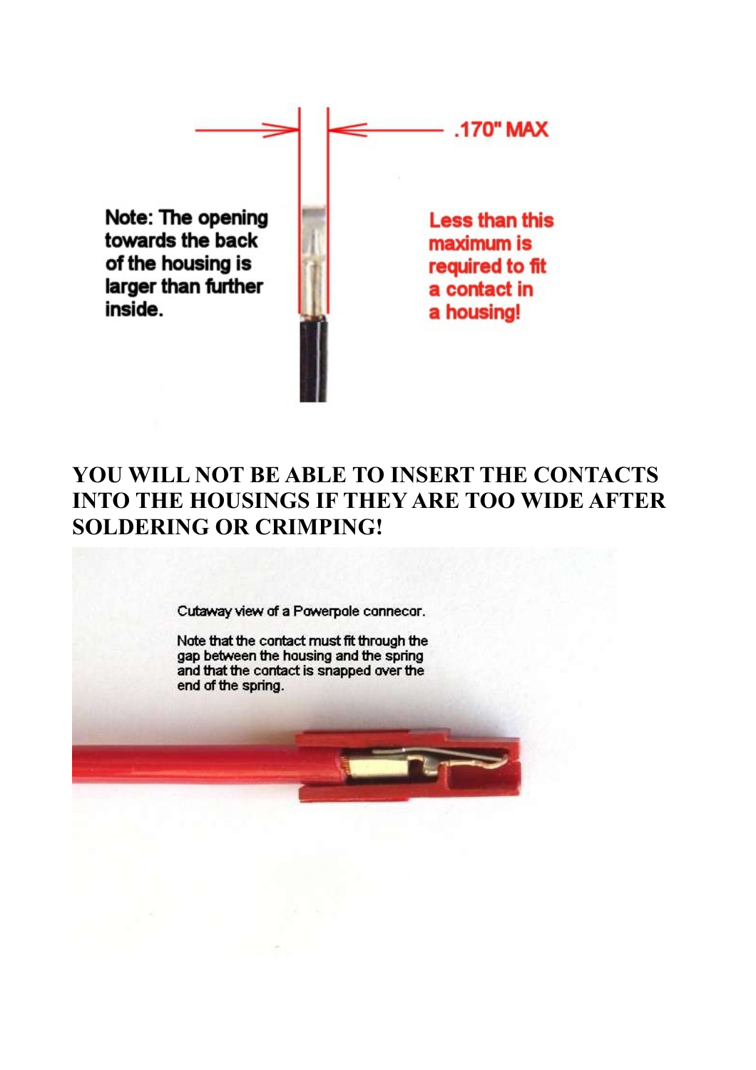.170" MAX

Note: The opening towards the back of the housing is larger than further inside.

Less than this maximum is required to fit a contact in a housing!

**YOU WILL NOT BE ABLE TO INSERT THE CONTACTS INTO THE HOUSINGS IF THEY ARE TOO WIDE AFTER SOLDERING OR CRIMPING!**

Cutaway view of a Powerpole connecor.

Note that the contact must fit through the gap between the housing and the spring and that the contact is snapped over the end of the spring.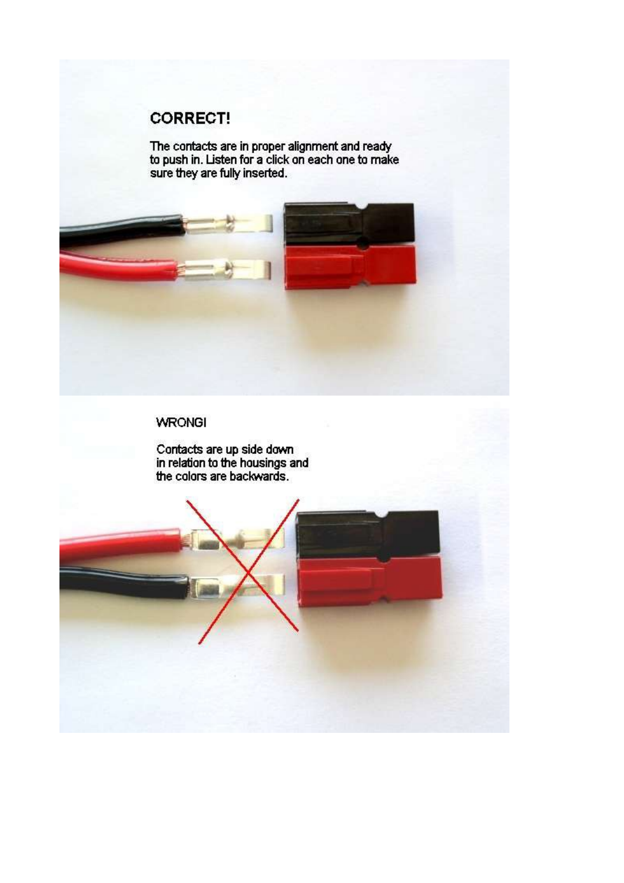**CORRECT!**

The contacts are in proper alignment and ready to push in. Listen for a click on each one to make sure they are fully inserted.

WRONG!

Contacts are up side down in relation to the housings and the colors are backwards.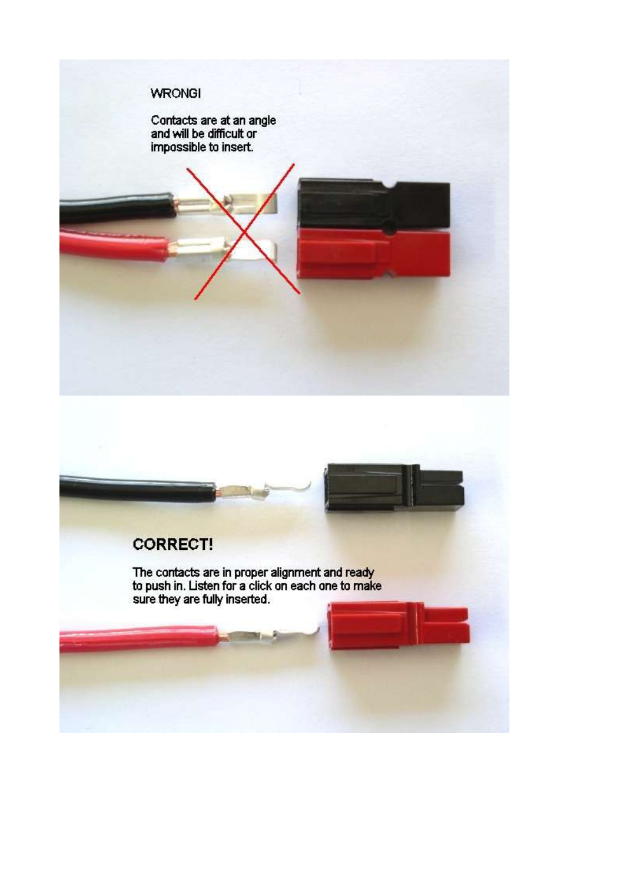WRONG!

Contacts are at an angle and will be difficult or impossible to insert.

CORRECT!

The contacts are in proper alignment and ready to push in. Listen for a click on each one to make sure they are fully inserted.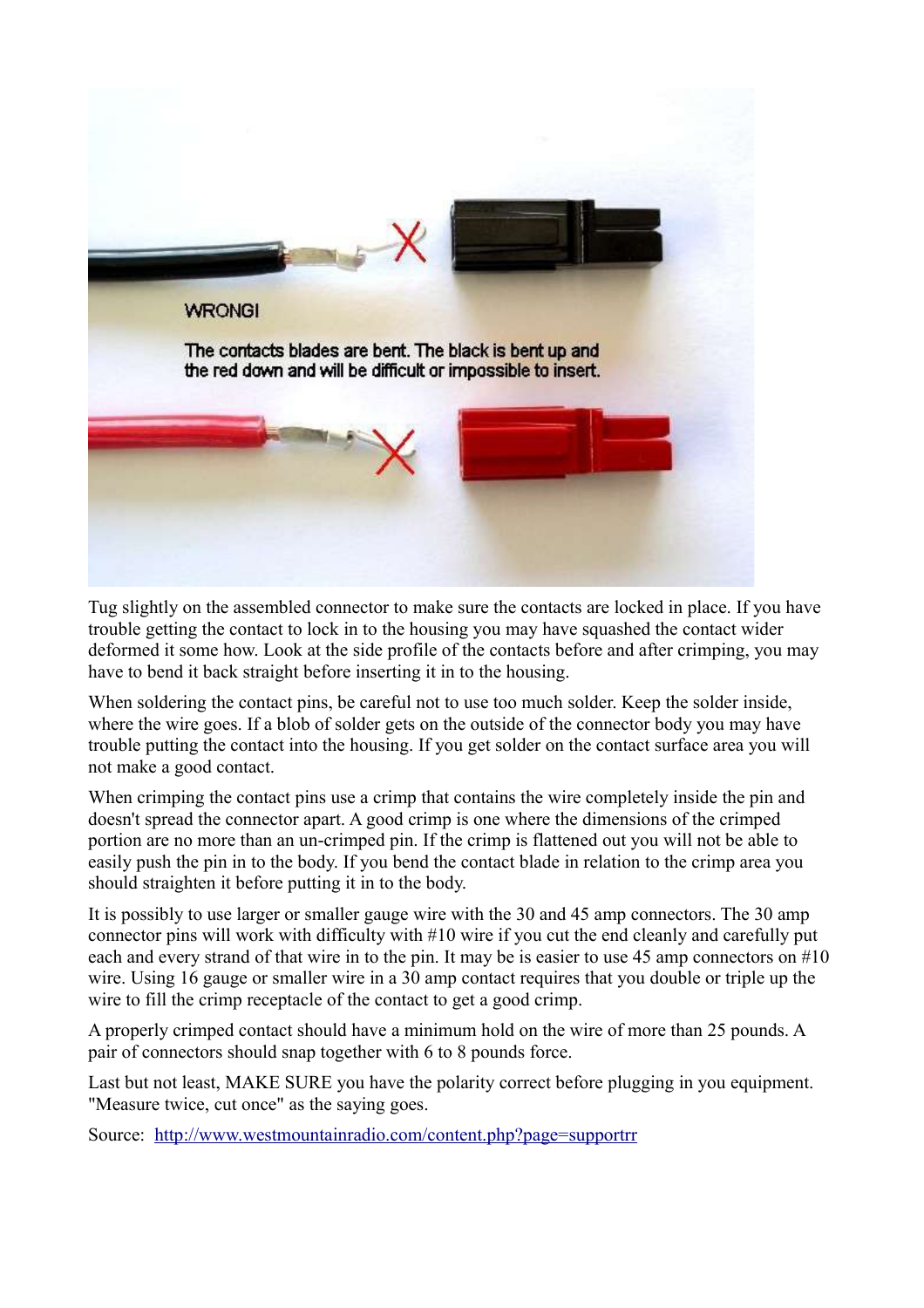Tug slightly on the assembled connector to make sure the contacts are locked in place. If you have trouble getting the contact to lock in to the housing you may have squashed the contact wider deformed it some how. Look at the side profile of the contacts before and after crimping, you may have to bend it back straight before inserting it in to the housing.

When soldering the contact pins, be careful not to use too much solder. Keep the solder inside, where the wire goes. If a blob of solder gets on the outside of the connector body you may have trouble putting the contact into the housing. If you get solder on the contact surface area you will not make a good contact.

When crimping the contact pins use a crimp that contains the wire completely inside the pin and doesn't spread the connector apart. A good crimp is one where the dimensions of the crimped portion are no more than an un-crimped pin. If the crimp is flattened out you will not be able to easily push the pin in to the body. If you bend the contact blade in relation to the crimp area you should straighten it before putting it in to the body.

It is possibly to use larger or smaller gauge wire with the 30 and 45 amp connectors. The 30 amp connector pins will work with difficulty with #10 wire if you cut the end cleanly and carefully put each and every strand of that wire in to the pin. It may be is easier to use 45 amp connectors on #10 wire. Using 16 gauge or smaller wire in a 30 amp contact requires that you double or triple up the wire to fill the crimp receptacle of the contact to get a good crimp.

A properly crimped contact should have a minimum hold on the wire of more than 25 pounds. A pair of connectors should snap together with 6 to 8 pounds force.

Last but not least, MAKE SURE you have the polarity correct before plugging in you equipment. "Measure twice, cut once" as the saying goes.

Source: [http://www.westmountainradio.com/content.php?page=supportrr](http://www.westmountainradio.com/content.php?page=supportrr)